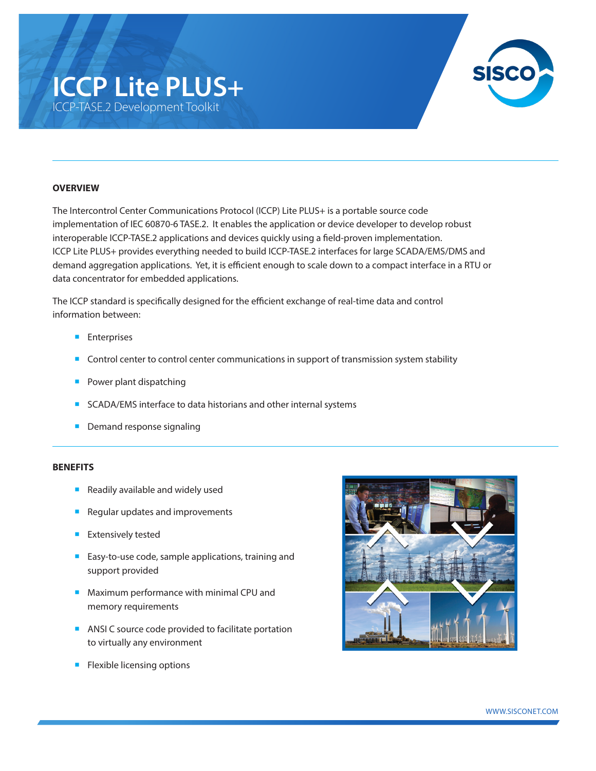# ICCP Lite PLUS+

ICCP-TASE.2 Development Toolkit

## OVERVIEW

The Intercontrol Center Communications Protocol (ICCP) Lite PLUS+ is a portable source code implementation of IEC 60870-6 TASE.2. It enables the application or device developer to develop robust interoperable ICCP-TASE.2 applications and devices quickly using a field-proven implementation. ICCP Lite PLUS+ provides everything needed to build ICCP-TASE.2 interfaces for large SCADA/EMS/DMS and demand aggregation applications. Yet, it is efficient enough to scale down to a compact interface in a RTU or data concentrator for embedded applications.

The ICCP standard is specifically designed for the efficient exchange of real-time data and control information between:

- Enterprises
- Control center to control center communications in support of transmission system stability
- Power plant dispatching
- SCADA/EMS interface to data historians and other internal systems
- Demand response signaling

## BENEFITS

- Readily available and widely used
- Regular updates and improvements
- Extensively tested
- Easy-to-use code, sample applications, training and support provided
- Maximum performance with minimal CPU and memory requirements
- ANSI C source code provided to facilitate portation to virtually any environment
- Flexible licensing options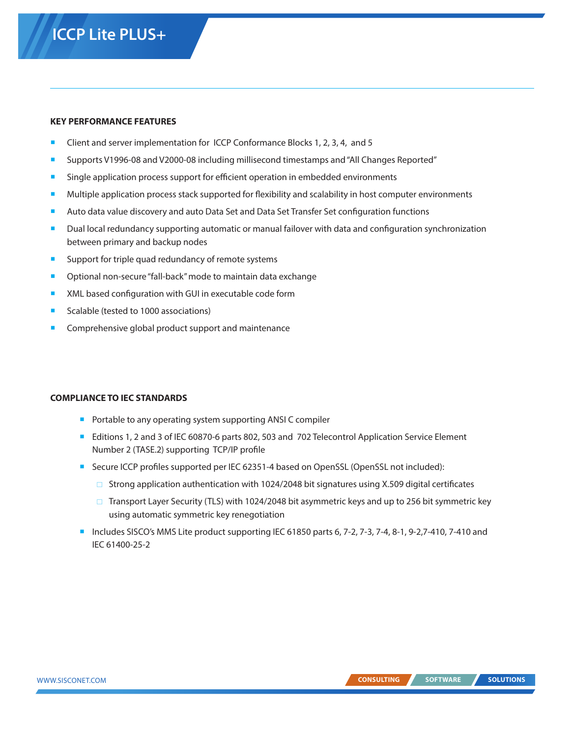# ICCP Lite PLUS+

## KEY PERFORMANCE FEATURES

- Client and server implementation for ICCP Conformance Blocks 1, 2, 3, 4, and 5
- Supports V1996-08 and V2000-08 including millisecond timestamps and "All Changes Reported"
- Single application process support for efficient operation in embedded environments
- Multiple application process stack supported for flexibility and scalability in host computer environments
- Auto data value discovery and auto Data Set and Data Set Transfer Set configuration functions
- Dual local redundancy supporting automatic or manual failover with data and configuration synchronization between primary and backup nodes
- Support for triple quad redundancy of remote systems
- Optional non-secure "fall-back" mode to maintain data exchange
- XML based configuration with GUI in executable code form
- Scalable (tested to 1000 associations)
- Comprehensive global product support and maintenance

## COMPLIANCE TO IEC STANDARDS

- Portable to any operating system supporting ANSI C compiler
- Editions 1, 2 and 3 of IEC 60870-6 parts 802, 503 and 702 Telecontrol Application Service Element Number 2 (TASE.2) supporting TCP/IP profile
- Secure ICCP profiles supported per IEC 62351-4 based on OpenSSL (OpenSSL not included):
  - Strong application authentication with 1024/2048 bit signatures using X.509 digital certificates
  - Transport Layer Security (TLS) with 1024/2048 bit asymmetric keys and up to 256 bit symmetric key using automatic symmetric key renegotiation
- Includes SISCO's MMS Lite product supporting IEC 61850 parts 6, 7-2, 7-3, 7-4, 8-1, 9-2,7-410, 7-410 and IEC 61400-25-2

WWW.SISCONET.COM

CONSULTING SOFTWARE SOLUTIONS